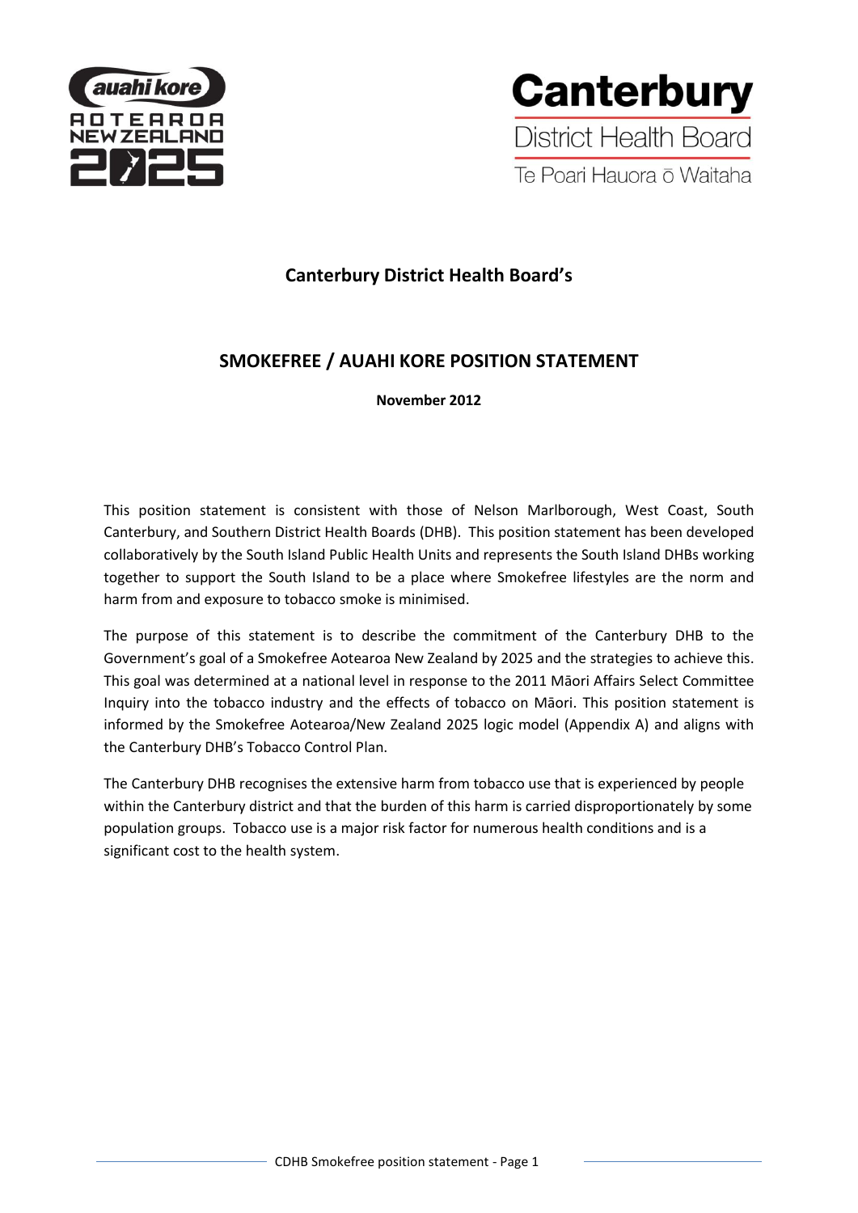# Canterbury District Health Board's

## SMOKEFREE / AUAHI KORE POSITION STATEMENT

**November 2012**

This position statement is consistent with those of Nelson Marlborough, West Coast, South Canterbury, and Southern District Health Boards (DHB). This position statement has been developed collaboratively by the South Island Public Health Units and represents the South Island DHBs working together to support the South Island to be a place where Smokefree lifestyles are the norm and harm from and exposure to tobacco smoke is minimised.

The purpose of this statement is to describe the commitment of the Canterbury DHB to the Government's goal of a Smokefree Aotearoa New Zealand by 2025 and the strategies to achieve this. This goal was determined at a national level in response to the 2011 Māori Affairs Select Committee Inquiry into the tobacco industry and the effects of tobacco on Māori. This position statement is informed by the Smokefree Aotearoa/New Zealand 2025 logic model (Appendix A) and aligns with the Canterbury DHB's Tobacco Control Plan.

The Canterbury DHB recognises the extensive harm from tobacco use that is experienced by people within the Canterbury district and that the burden of this harm is carried disproportionately by some population groups. Tobacco use is a major risk factor for numerous health conditions and is a significant cost to the health system.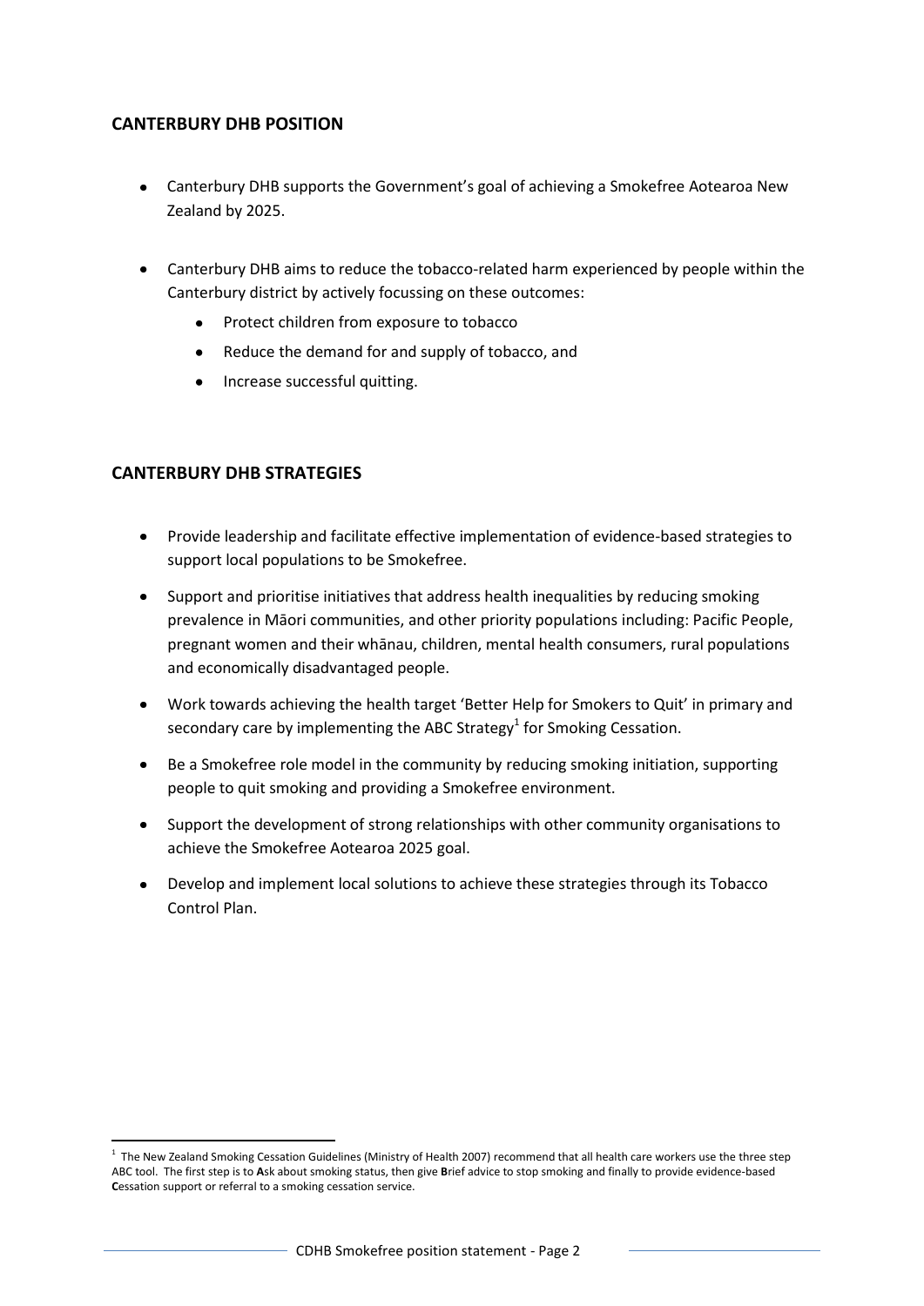## CANTERBURY DHB POSITION

- Canterbury DHB supports the Government's goal of achieving a Smokefree Aotearoa New Zealand by 2025.

- Canterbury DHB aims to reduce the tobacco-related harm experienced by people within the Canterbury district by actively focussing on these outcomes:
    - Protect children from exposure to tobacco
    - Reduce the demand for and supply of tobacco, and
    - Increase successful quitting.

## CANTERBURY DHB STRATEGIES

- Provide leadership and facilitate effective implementation of evidence-based strategies to support local populations to be Smokefree.
- Support and prioritise initiatives that address health inequalities by reducing smoking prevalence in Māori communities, and other priority populations including: Pacific People, pregnant women and their whānau, children, mental health consumers, rural populations and economically disadvantaged people.
- Work towards achieving the health target 'Better Help for Smokers to Quit' in primary and secondary care by implementing the ABC Strategy[1] for Smoking Cessation.
- Be a Smokefree role model in the community by reducing smoking initiation, supporting people to quit smoking and providing a Smokefree environment.
- Support the development of strong relationships with other community organisations to achieve the Smokefree Aotearoa 2025 goal.
- Develop and implement local solutions to achieve these strategies through its Tobacco Control Plan.

---

[1] The New Zealand Smoking Cessation Guidelines (Ministry of Health 2007) recommend that all health care workers use the three step ABC tool. The first step is to **A**sk about smoking status, then give **B**rief advice to stop smoking and finally to provide evidence-based **C**essation support or referral to a smoking cessation service.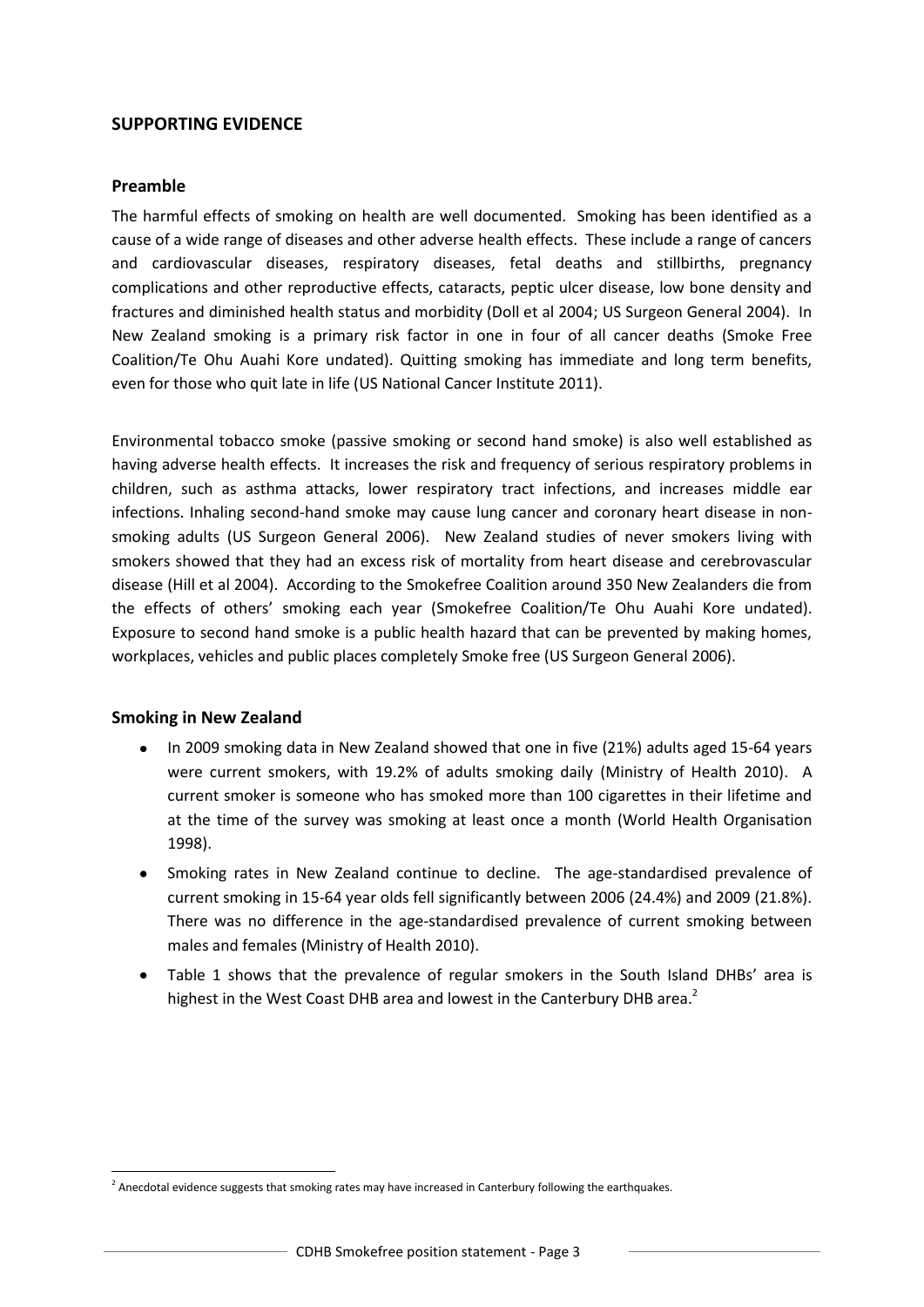## SUPPORTING EVIDENCE

### Preamble

The harmful effects of smoking on health are well documented. Smoking has been identified as a cause of a wide range of diseases and other adverse health effects. These include a range of cancers and cardiovascular diseases, respiratory diseases, fetal deaths and stillbirths, pregnancy complications and other reproductive effects, cataracts, peptic ulcer disease, low bone density and fractures and diminished health status and morbidity (Doll et al 2004; US Surgeon General 2004). In New Zealand smoking is a primary risk factor in one in four of all cancer deaths (Smoke Free Coalition/Te Ohu Auahi Kore undated). Quitting smoking has immediate and long term benefits, even for those who quit late in life (US National Cancer Institute 2011).

Environmental tobacco smoke (passive smoking or second hand smoke) is also well established as having adverse health effects. It increases the risk and frequency of serious respiratory problems in children, such as asthma attacks, lower respiratory tract infections, and increases middle ear infections. Inhaling second-hand smoke may cause lung cancer and coronary heart disease in non-smoking adults (US Surgeon General 2006). New Zealand studies of never smokers living with smokers showed that they had an excess risk of mortality from heart disease and cerebrovascular disease (Hill et al 2004). According to the Smokefree Coalition around 350 New Zealanders die from the effects of others' smoking each year (Smokefree Coalition/Te Ohu Auahi Kore undated). Exposure to second hand smoke is a public health hazard that can be prevented by making homes, workplaces, vehicles and public places completely Smoke free (US Surgeon General 2006).

### Smoking in New Zealand

- In 2009 smoking data in New Zealand showed that one in five (21%) adults aged 15-64 years were current smokers, with 19.2% of adults smoking daily (Ministry of Health 2010). A current smoker is someone who has smoked more than 100 cigarettes in their lifetime and at the time of the survey was smoking at least once a month (World Health Organisation 1998).
- Smoking rates in New Zealand continue to decline. The age-standardised prevalence of current smoking in 15-64 year olds fell significantly between 2006 (24.4%) and 2009 (21.8%). There was no difference in the age-standardised prevalence of current smoking between males and females (Ministry of Health 2010).
- Table 1 shows that the prevalence of regular smokers in the South Island DHBs' area is highest in the West Coast DHB area and lowest in the Canterbury DHB area.[2]

[2] Anecdotal evidence suggests that smoking rates may have increased in Canterbury following the earthquakes.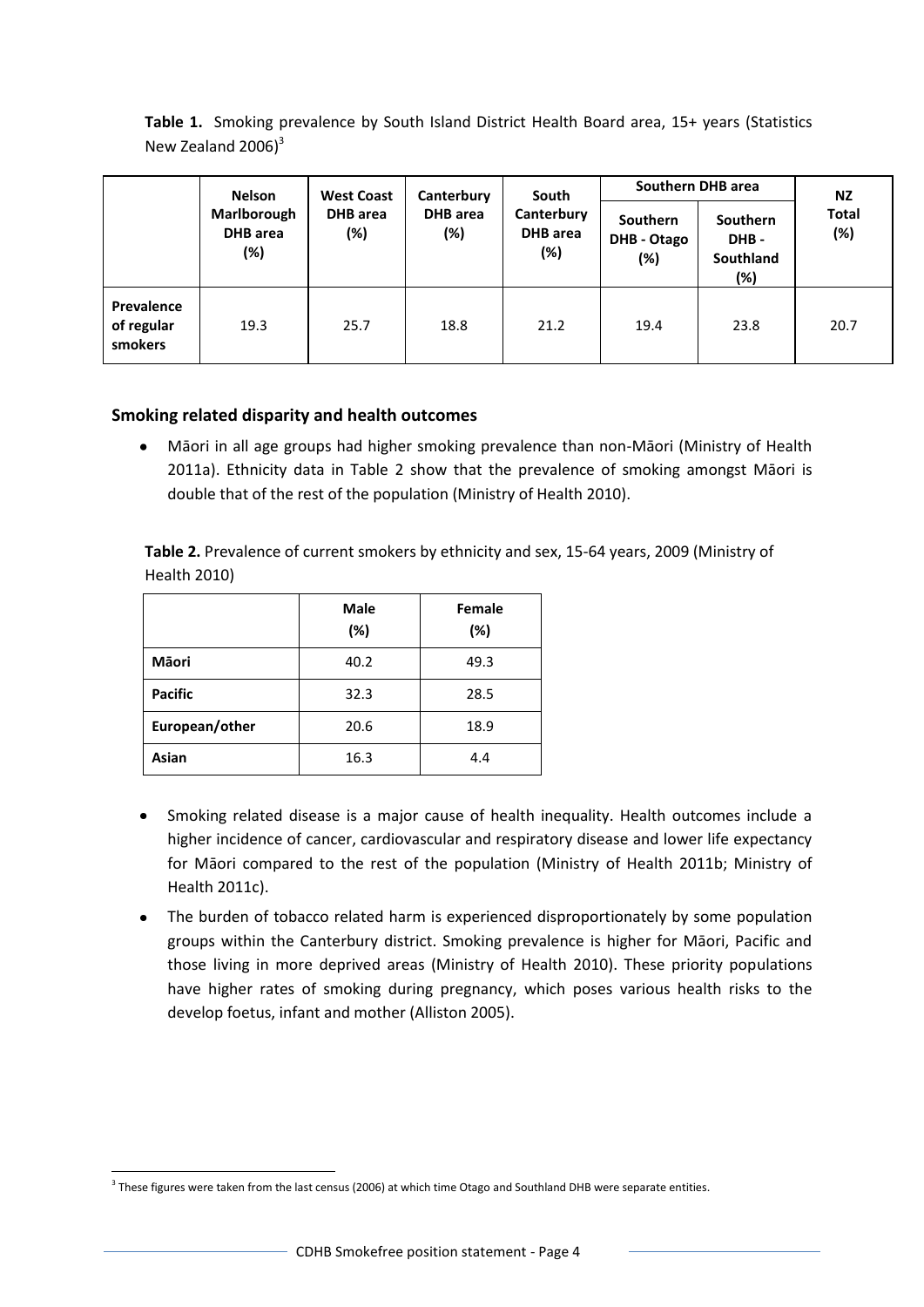**Table 1.** Smoking prevalence by South Island District Health Board area, 15+ years (Statistics New Zealand 2006)[3]

| | Nelson Marlborough DHB area (%) | West Coast DHB area (%) | Canterbury DHB area (%) | South Canterbury DHB area (%) | Southern DHB area | | NZ Total (%) |
|---|---|---|---|---|---|---|---|
| | | | | | Southern DHB - Otago (%) | Southern DHB - Southland (%) | |
| **Prevalence of regular smokers** | 19.3 | 25.7 | 18.8 | 21.2 | 19.4 | 23.8 | 20.7 |

### Smoking related disparity and health outcomes

- Māori in all age groups had higher smoking prevalence than non-Māori (Ministry of Health 2011a). Ethnicity data in Table 2 show that the prevalence of smoking amongst Māori is double that of the rest of the population (Ministry of Health 2010).

**Table 2.** Prevalence of current smokers by ethnicity and sex, 15-64 years, 2009 (Ministry of Health 2010)

| | Male (%) | Female (%) |
|---|---|---|
| **Māori** | 40.2 | 49.3 |
| **Pacific** | 32.3 | 28.5 |
| **European/other** | 20.6 | 18.9 |
| **Asian** | 16.3 | 4.4 |

- Smoking related disease is a major cause of health inequality. Health outcomes include a higher incidence of cancer, cardiovascular and respiratory disease and lower life expectancy for Māori compared to the rest of the population (Ministry of Health 2011b; Ministry of Health 2011c).
- The burden of tobacco related harm is experienced disproportionately by some population groups within the Canterbury district. Smoking prevalence is higher for Māori, Pacific and those living in more deprived areas (Ministry of Health 2010). These priority populations have higher rates of smoking during pregnancy, which poses various health risks to the develop foetus, infant and mother (Alliston 2005).

[3] These figures were taken from the last census (2006) at which time Otago and Southland DHB were separate entities.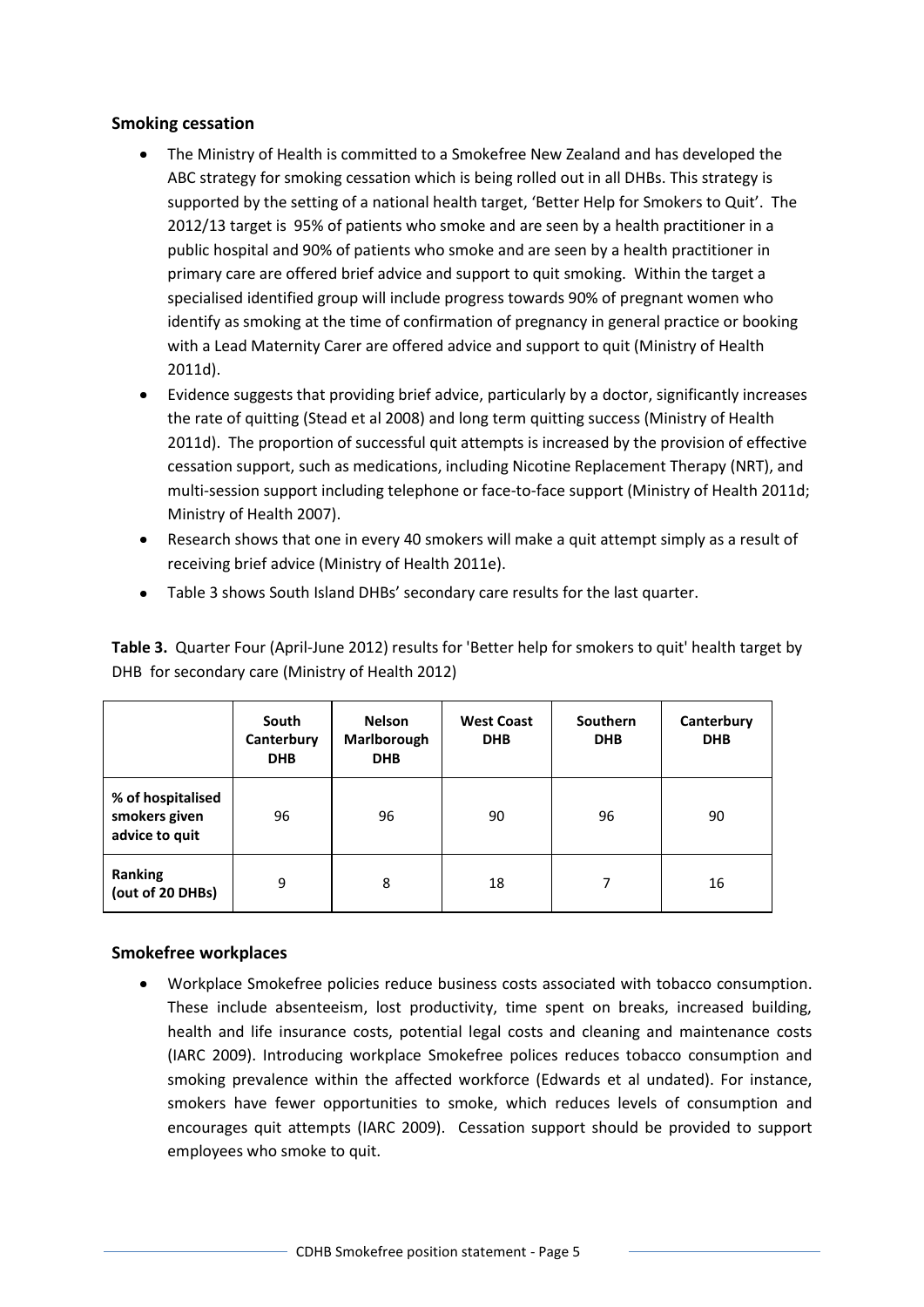## Smoking cessation

- The Ministry of Health is committed to a Smokefree New Zealand and has developed the ABC strategy for smoking cessation which is being rolled out in all DHBs. This strategy is supported by the setting of a national health target, 'Better Help for Smokers to Quit'. The 2012/13 target is 95% of patients who smoke and are seen by a health practitioner in a public hospital and 90% of patients who smoke and are seen by a health practitioner in primary care are offered brief advice and support to quit smoking. Within the target a specialised identified group will include progress towards 90% of pregnant women who identify as smoking at the time of confirmation of pregnancy in general practice or booking with a Lead Maternity Carer are offered advice and support to quit (Ministry of Health 2011d).
- Evidence suggests that providing brief advice, particularly by a doctor, significantly increases the rate of quitting (Stead et al 2008) and long term quitting success (Ministry of Health 2011d). The proportion of successful quit attempts is increased by the provision of effective cessation support, such as medications, including Nicotine Replacement Therapy (NRT), and multi-session support including telephone or face-to-face support (Ministry of Health 2011d; Ministry of Health 2007).
- Research shows that one in every 40 smokers will make a quit attempt simply as a result of receiving brief advice (Ministry of Health 2011e).
- Table 3 shows South Island DHBs' secondary care results for the last quarter.

**Table 3.** Quarter Four (April-June 2012) results for 'Better help for smokers to quit' health target by DHB for secondary care (Ministry of Health 2012)

| | South Canterbury DHB | Nelson Marlborough DHB | West Coast DHB | Southern DHB | Canterbury DHB |
|---|---|---|---|---|---|
| **% of hospitalised smokers given advice to quit** | 96 | 96 | 90 | 96 | 90 |
| **Ranking (out of 20 DHBs)** | 9 | 8 | 18 | 7 | 16 |

## Smokefree workplaces

- Workplace Smokefree policies reduce business costs associated with tobacco consumption. These include absenteeism, lost productivity, time spent on breaks, increased building, health and life insurance costs, potential legal costs and cleaning and maintenance costs (IARC 2009). Introducing workplace Smokefree polices reduces tobacco consumption and smoking prevalence within the affected workforce (Edwards et al undated). For instance, smokers have fewer opportunities to smoke, which reduces levels of consumption and encourages quit attempts (IARC 2009). Cessation support should be provided to support employees who smoke to quit.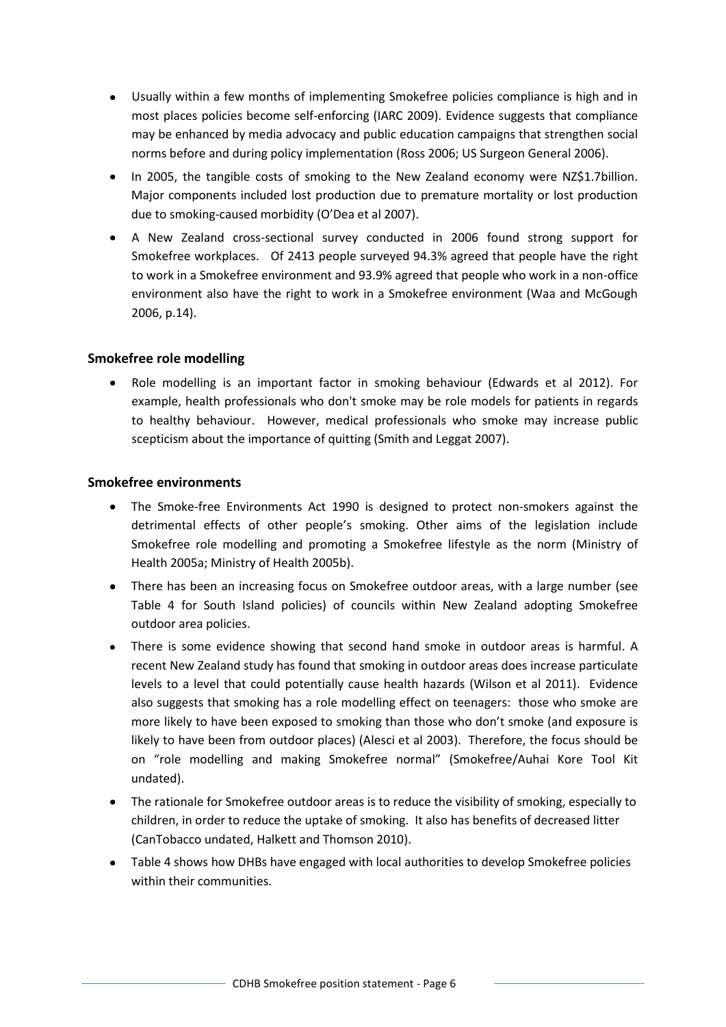- Usually within a few months of implementing Smokefree policies compliance is high and in most places policies become self-enforcing (IARC 2009). Evidence suggests that compliance may be enhanced by media advocacy and public education campaigns that strengthen social norms before and during policy implementation (Ross 2006; US Surgeon General 2006).
- In 2005, the tangible costs of smoking to the New Zealand economy were NZ$1.7billion. Major components included lost production due to premature mortality or lost production due to smoking-caused morbidity (O'Dea et al 2007).
- A New Zealand cross-sectional survey conducted in 2006 found strong support for Smokefree workplaces. Of 2413 people surveyed 94.3% agreed that people have the right to work in a Smokefree environment and 93.9% agreed that people who work in a non-office environment also have the right to work in a Smokefree environment (Waa and McGough 2006, p.14).

### Smokefree role modelling

- Role modelling is an important factor in smoking behaviour (Edwards et al 2012). For example, health professionals who don't smoke may be role models for patients in regards to healthy behaviour. However, medical professionals who smoke may increase public scepticism about the importance of quitting (Smith and Leggat 2007).

### Smokefree environments

- The Smoke-free Environments Act 1990 is designed to protect non-smokers against the detrimental effects of other people's smoking. Other aims of the legislation include Smokefree role modelling and promoting a Smokefree lifestyle as the norm (Ministry of Health 2005a; Ministry of Health 2005b).
- There has been an increasing focus on Smokefree outdoor areas, with a large number (see Table 4 for South Island policies) of councils within New Zealand adopting Smokefree outdoor area policies.
- There is some evidence showing that second hand smoke in outdoor areas is harmful. A recent New Zealand study has found that smoking in outdoor areas does increase particulate levels to a level that could potentially cause health hazards (Wilson et al 2011). Evidence also suggests that smoking has a role modelling effect on teenagers: those who smoke are more likely to have been exposed to smoking than those who don't smoke (and exposure is likely to have been from outdoor places) (Alesci et al 2003). Therefore, the focus should be on "role modelling and making Smokefree normal" (Smokefree/Auhai Kore Tool Kit undated).
- The rationale for Smokefree outdoor areas is to reduce the visibility of smoking, especially to children, in order to reduce the uptake of smoking. It also has benefits of decreased litter (CanTobacco undated, Halkett and Thomson 2010).
- Table 4 shows how DHBs have engaged with local authorities to develop Smokefree policies within their communities.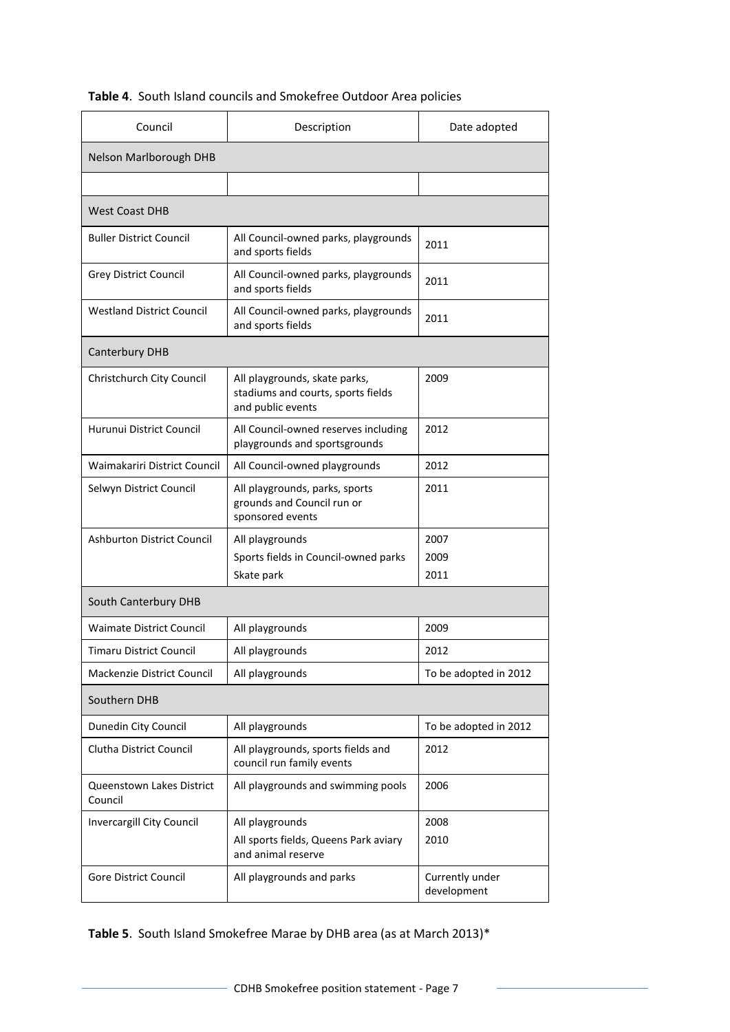**Table 4**. South Island councils and Smokefree Outdoor Area policies

| Council | Description | Date adopted |
|---|---|---|
| Nelson Marlborough DHB | | |
| | | |
| West Coast DHB | | |
| Buller District Council | All Council-owned parks, playgrounds and sports fields | 2011 |
| Grey District Council | All Council-owned parks, playgrounds and sports fields | 2011 |
| Westland District Council | All Council-owned parks, playgrounds and sports fields | 2011 |
| Canterbury DHB | | |
| Christchurch City Council | All playgrounds, skate parks, stadiums and courts, sports fields and public events | 2009 |
| Hurunui District Council | All Council-owned reserves including playgrounds and sportsgrounds | 2012 |
| Waimakariri District Council | All Council-owned playgrounds | 2012 |
| Selwyn District Council | All playgrounds, parks, sports grounds and Council run or sponsored events | 2011 |
| Ashburton District Council | All playgrounds<br>Sports fields in Council-owned parks<br>Skate park | 2007<br>2009<br>2011 |
| South Canterbury DHB | | |
| Waimate District Council | All playgrounds | 2009 |
| Timaru District Council | All playgrounds | 2012 |
| Mackenzie District Council | All playgrounds | To be adopted in 2012 |
| Southern DHB | | |
| Dunedin City Council | All playgrounds | To be adopted in 2012 |
| Clutha District Council | All playgrounds, sports fields and council run family events | 2012 |
| Queenstown Lakes District Council | All playgrounds and swimming pools | 2006 |
| Invercargill City Council | All playgrounds<br>All sports fields, Queens Park aviary and animal reserve | 2008<br>2010 |
| Gore District Council | All playgrounds and parks | Currently under development |

**Table 5**. South Island Smokefree Marae by DHB area (as at March 2013)*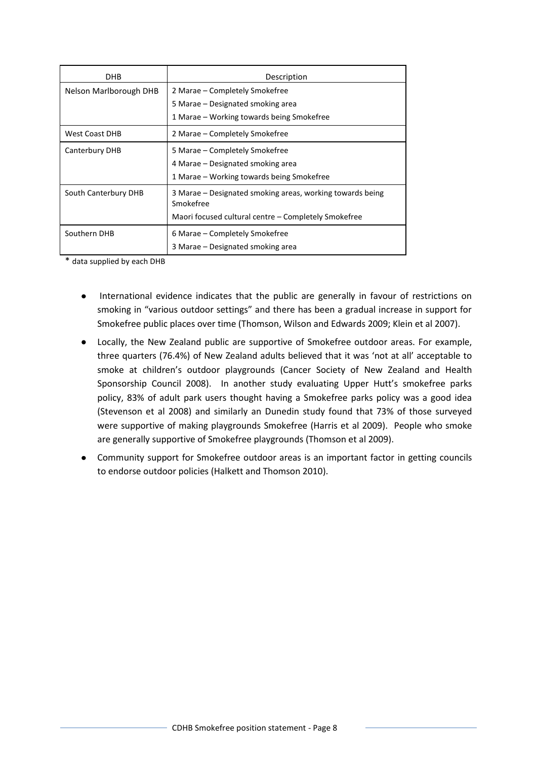| DHB | Description |
|---|---|
| Nelson Marlborough DHB | 2 Marae – Completely Smokefree<br>5 Marae – Designated smoking area<br>1 Marae – Working towards being Smokefree |
| West Coast DHB | 2 Marae – Completely Smokefree |
| Canterbury DHB | 5 Marae – Completely Smokefree<br>4 Marae – Designated smoking area<br>1 Marae – Working towards being Smokefree |
| South Canterbury DHB | 3 Marae – Designated smoking areas, working towards being Smokefree<br>Maori focused cultural centre – Completely Smokefree |
| Southern DHB | 6 Marae – Completely Smokefree<br>3 Marae – Designated smoking area |

* data supplied by each DHB

- International evidence indicates that the public are generally in favour of restrictions on smoking in "various outdoor settings" and there has been a gradual increase in support for Smokefree public places over time (Thomson, Wilson and Edwards 2009; Klein et al 2007).
- Locally, the New Zealand public are supportive of Smokefree outdoor areas. For example, three quarters (76.4%) of New Zealand adults believed that it was 'not at all' acceptable to smoke at children's outdoor playgrounds (Cancer Society of New Zealand and Health Sponsorship Council 2008). In another study evaluating Upper Hutt's smokefree parks policy, 83% of adult park users thought having a Smokefree parks policy was a good idea (Stevenson et al 2008) and similarly an Dunedin study found that 73% of those surveyed were supportive of making playgrounds Smokefree (Harris et al 2009). People who smoke are generally supportive of Smokefree playgrounds (Thomson et al 2009).
- Community support for Smokefree outdoor areas is an important factor in getting councils to endorse outdoor policies (Halkett and Thomson 2010).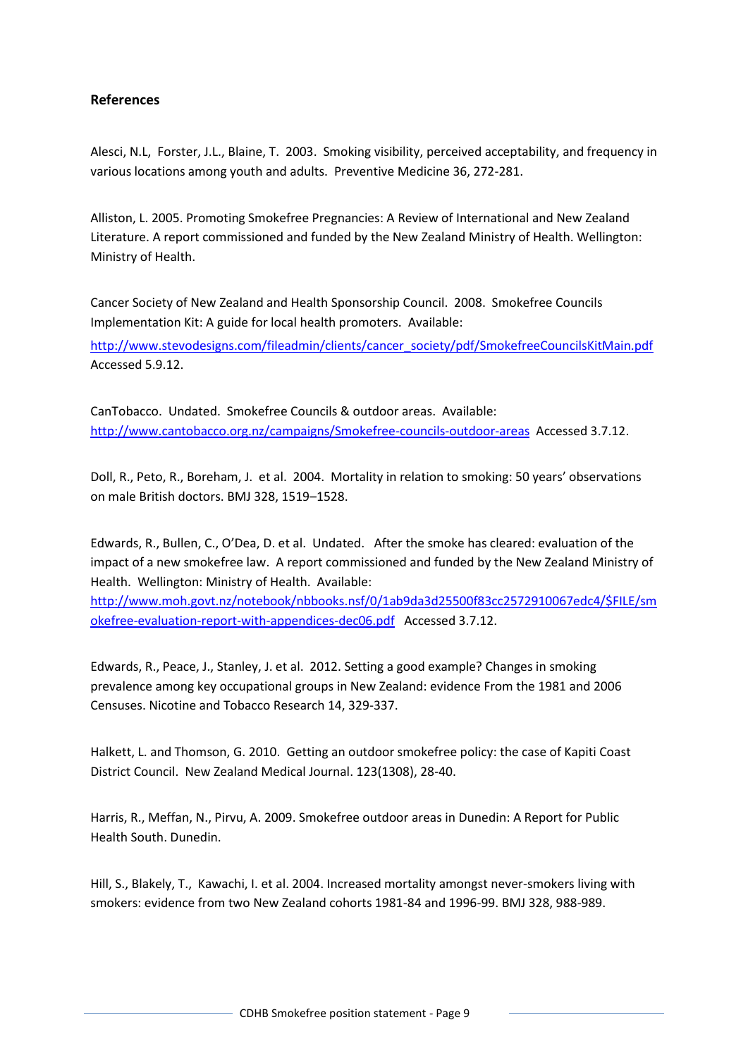## References

Alesci, N.L, Forster, J.L., Blaine, T. 2003. Smoking visibility, perceived acceptability, and frequency in various locations among youth and adults. Preventive Medicine 36, 272-281.

Alliston, L. 2005. Promoting Smokefree Pregnancies: A Review of International and New Zealand Literature. A report commissioned and funded by the New Zealand Ministry of Health. Wellington: Ministry of Health.

Cancer Society of New Zealand and Health Sponsorship Council. 2008. Smokefree Councils Implementation Kit: A guide for local health promoters. Available: http://www.stevodesigns.com/fileadmin/clients/cancer_society/pdf/SmokefreeCouncilsKitMain.pdf Accessed 5.9.12.

CanTobacco. Undated. Smokefree Councils & outdoor areas. Available: http://www.cantobacco.org.nz/campaigns/Smokefree-councils-outdoor-areas Accessed 3.7.12.

Doll, R., Peto, R., Boreham, J. et al. 2004. Mortality in relation to smoking: 50 years' observations on male British doctors. BMJ 328, 1519–1528.

Edwards, R., Bullen, C., O'Dea, D. et al. Undated. After the smoke has cleared: evaluation of the impact of a new smokefree law. A report commissioned and funded by the New Zealand Ministry of Health. Wellington: Ministry of Health. Available: http://www.moh.govt.nz/notebook/nbbooks.nsf/0/1ab9da3d25500f83cc2572910067edc4/$FILE/smokefree-evaluation-report-with-appendices-dec06.pdf Accessed 3.7.12.

Edwards, R., Peace, J., Stanley, J. et al. 2012. Setting a good example? Changes in smoking prevalence among key occupational groups in New Zealand: evidence From the 1981 and 2006 Censuses. Nicotine and Tobacco Research 14, 329-337.

Halkett, L. and Thomson, G. 2010. Getting an outdoor smokefree policy: the case of Kapiti Coast District Council. New Zealand Medical Journal. 123(1308), 28-40.

Harris, R., Meffan, N., Pirvu, A. 2009. Smokefree outdoor areas in Dunedin: A Report for Public Health South. Dunedin.

Hill, S., Blakely, T., Kawachi, I. et al. 2004. Increased mortality amongst never-smokers living with smokers: evidence from two New Zealand cohorts 1981-84 and 1996-99. BMJ 328, 988-989.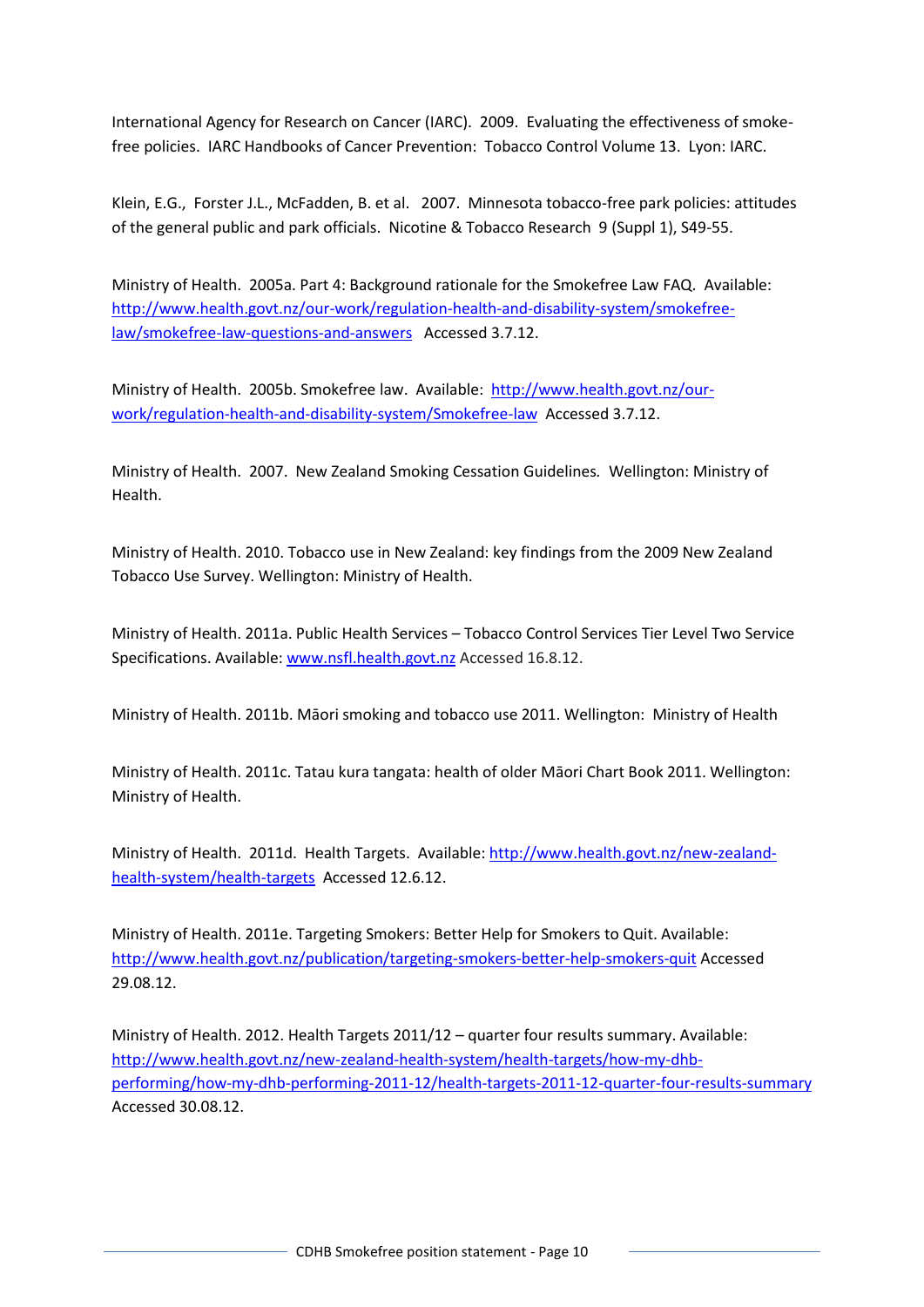International Agency for Research on Cancer (IARC). 2009. Evaluating the effectiveness of smoke-free policies. IARC Handbooks of Cancer Prevention: Tobacco Control Volume 13. Lyon: IARC.

Klein, E.G., Forster J.L., McFadden, B. et al. 2007. Minnesota tobacco-free park policies: attitudes of the general public and park officials. Nicotine & Tobacco Research 9 (Suppl 1), S49-55.

Ministry of Health. 2005a. Part 4: Background rationale for the Smokefree Law FAQ. Available: [http://www.health.govt.nz/our-work/regulation-health-and-disability-system/smokefree-law/smokefree-law-questions-and-answers](http://www.health.govt.nz/our-work/regulation-health-and-disability-system/smokefree-law/smokefree-law-questions-and-answers) Accessed 3.7.12.

Ministry of Health. 2005b. Smokefree law. Available: [http://www.health.govt.nz/our-work/regulation-health-and-disability-system/Smokefree-law](http://www.health.govt.nz/our-work/regulation-health-and-disability-system/Smokefree-law) Accessed 3.7.12.

Ministry of Health. 2007. New Zealand Smoking Cessation Guidelines. Wellington: Ministry of Health.

Ministry of Health. 2010. Tobacco use in New Zealand: key findings from the 2009 New Zealand Tobacco Use Survey. Wellington: Ministry of Health.

Ministry of Health. 2011a. Public Health Services – Tobacco Control Services Tier Level Two Service Specifications. Available: [www.nsfl.health.govt.nz](www.nsfl.health.govt.nz) Accessed 16.8.12.

Ministry of Health. 2011b. Māori smoking and tobacco use 2011. Wellington: Ministry of Health

Ministry of Health. 2011c. Tatau kura tangata: health of older Māori Chart Book 2011. Wellington: Ministry of Health.

Ministry of Health. 2011d. Health Targets. Available: [http://www.health.govt.nz/new-zealand-health-system/health-targets](http://www.health.govt.nz/new-zealand-health-system/health-targets) Accessed 12.6.12.

Ministry of Health. 2011e. Targeting Smokers: Better Help for Smokers to Quit. Available: [http://www.health.govt.nz/publication/targeting-smokers-better-help-smokers-quit](http://www.health.govt.nz/publication/targeting-smokers-better-help-smokers-quit) Accessed 29.08.12.

Ministry of Health. 2012. Health Targets 2011/12 – quarter four results summary. Available: [http://www.health.govt.nz/new-zealand-health-system/health-targets/how-my-dhb-performing/how-my-dhb-performing-2011-12/health-targets-2011-12-quarter-four-results-summary](http://www.health.govt.nz/new-zealand-health-system/health-targets/how-my-dhb-performing/how-my-dhb-performing-2011-12/health-targets-2011-12-quarter-four-results-summary) Accessed 30.08.12.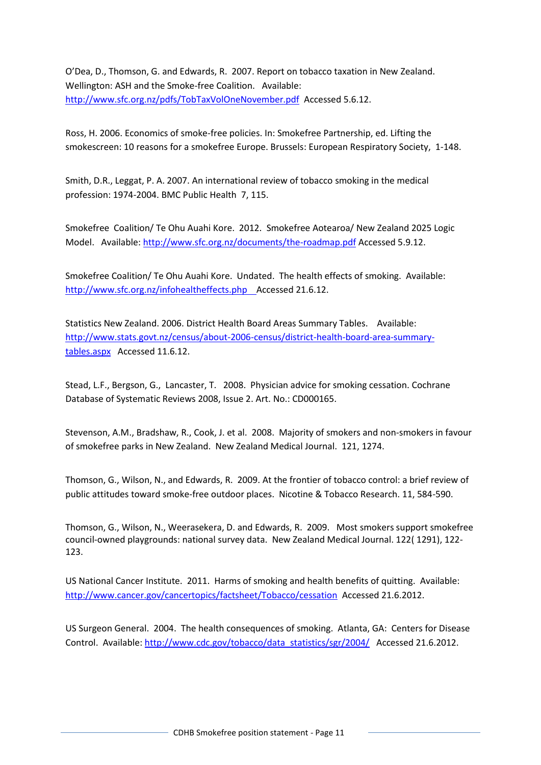O'Dea, D., Thomson, G. and Edwards, R. 2007. Report on tobacco taxation in New Zealand. Wellington: ASH and the Smoke-free Coalition. Available: http://www.sfc.org.nz/pdfs/TobTaxVolOneNovember.pdf Accessed 5.6.12.

Ross, H. 2006. Economics of smoke-free policies. In: Smokefree Partnership, ed. Lifting the smokescreen: 10 reasons for a smokefree Europe. Brussels: European Respiratory Society, 1-148.

Smith, D.R., Leggat, P. A. 2007. An international review of tobacco smoking in the medical profession: 1974-2004. BMC Public Health 7, 115.

Smokefree Coalition/ Te Ohu Auahi Kore. 2012. Smokefree Aotearoa/ New Zealand 2025 Logic Model. Available: http://www.sfc.org.nz/documents/the-roadmap.pdf Accessed 5.9.12.

Smokefree Coalition/ Te Ohu Auahi Kore. Undated. The health effects of smoking. Available: http://www.sfc.org.nz/infohealtheffects.php Accessed 21.6.12.

Statistics New Zealand. 2006. District Health Board Areas Summary Tables. Available: http://www.stats.govt.nz/census/about-2006-census/district-health-board-area-summary-tables.aspx Accessed 11.6.12.

Stead, L.F., Bergson, G., Lancaster, T. 2008. Physician advice for smoking cessation. Cochrane Database of Systematic Reviews 2008, Issue 2. Art. No.: CD000165.

Stevenson, A.M., Bradshaw, R., Cook, J. et al. 2008. Majority of smokers and non-smokers in favour of smokefree parks in New Zealand. New Zealand Medical Journal. 121, 1274.

Thomson, G., Wilson, N., and Edwards, R. 2009. At the frontier of tobacco control: a brief review of public attitudes toward smoke-free outdoor places. Nicotine & Tobacco Research. 11, 584-590.

Thomson, G., Wilson, N., Weerasekera, D. and Edwards, R. 2009. Most smokers support smokefree council-owned playgrounds: national survey data. New Zealand Medical Journal. 122( 1291), 122-123.

US National Cancer Institute. 2011. Harms of smoking and health benefits of quitting. Available: http://www.cancer.gov/cancertopics/factsheet/Tobacco/cessation Accessed 21.6.2012.

US Surgeon General. 2004. The health consequences of smoking. Atlanta, GA: Centers for Disease Control. Available: http://www.cdc.gov/tobacco/data_statistics/sgr/2004/ Accessed 21.6.2012.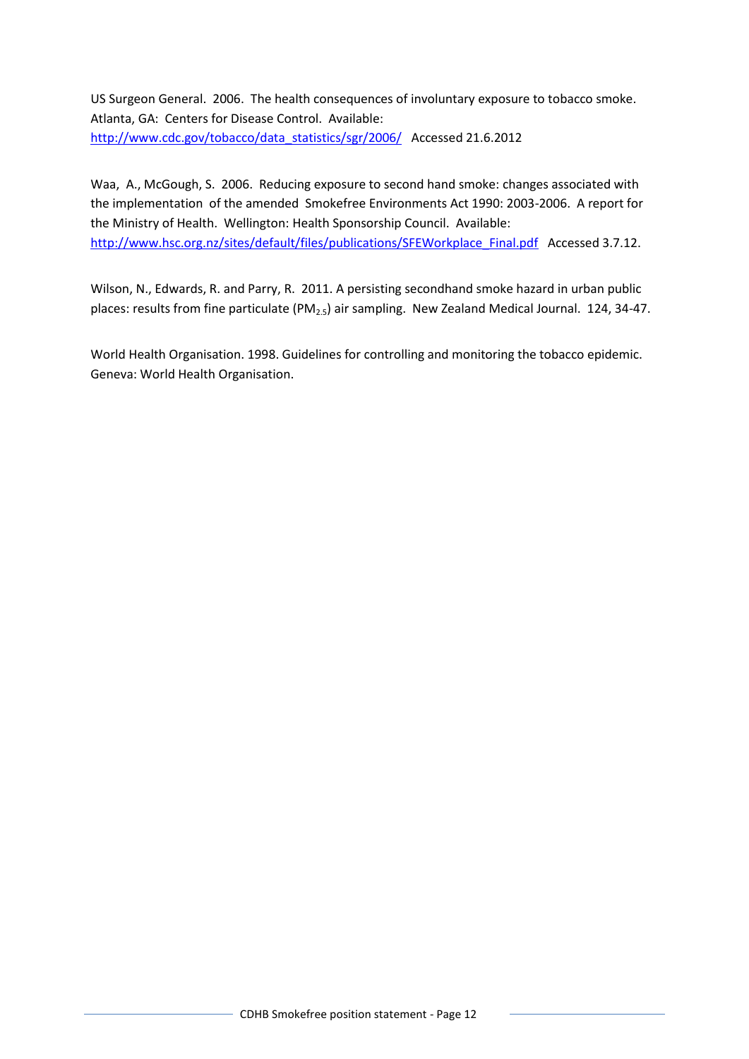US Surgeon General. 2006. The health consequences of involuntary exposure to tobacco smoke. Atlanta, GA: Centers for Disease Control. Available: http://www.cdc.gov/tobacco/data_statistics/sgr/2006/ Accessed 21.6.2012

Waa, A., McGough, S. 2006. Reducing exposure to second hand smoke: changes associated with the implementation of the amended Smokefree Environments Act 1990: 2003-2006. A report for the Ministry of Health. Wellington: Health Sponsorship Council. Available: http://www.hsc.org.nz/sites/default/files/publications/SFEWorkplace_Final.pdf Accessed 3.7.12.

Wilson, N., Edwards, R. and Parry, R. 2011. A persisting secondhand smoke hazard in urban public places: results from fine particulate ($PM_{2.5}$) air sampling. New Zealand Medical Journal. 124, 34-47.

World Health Organisation. 1998. Guidelines for controlling and monitoring the tobacco epidemic. Geneva: World Health Organisation.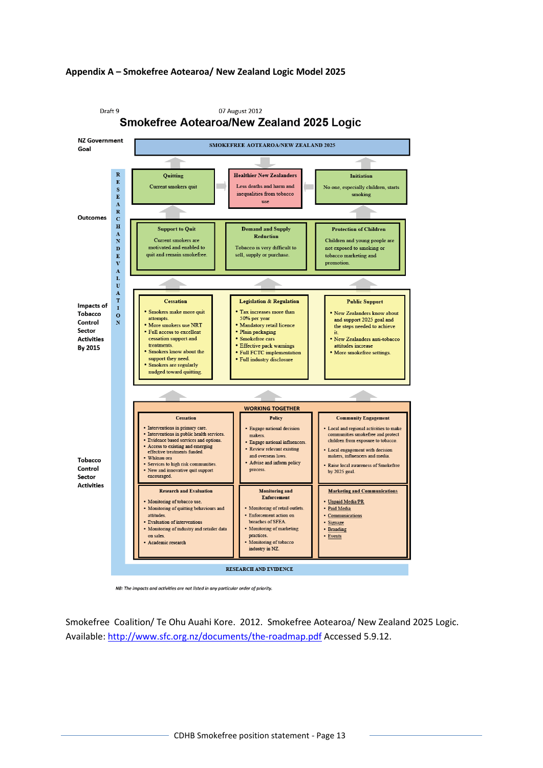**Appendix A – Smokefree Aotearoa/ New Zealand Logic Model 2025**

Draft 9

07 August 2012

## Smokefree Aotearoa/New Zealand 2025 Logic

NZ Government Goal

SMOKEFREE AOTEAROA/NEW ZEALAND 2025

Outcomes

Quitting
Current smokers quit

Healthier New Zealanders
Less deaths and harm and inequalities from tobacco use

Initiation
No one, especially children, starts smoking

Support to Quit
Current smokers are motivated and enabled to quit and remain smokefree.

Demand and Supply Reduction
Tobacco is very difficult to sell, supply or purchase.

Protection of Children
Children and young people are not exposed to smoking or tobacco marketing and promotion.

RESEARCH AND EVALUATION

Impacts of Tobacco Control Sector Activities By 2015

Cessation
- Smokers make more quit attempts.
- More smokers use NRT
- Full access to excellent cessation support and treatments.
- Smokers know about the support they need.
- Smokers are regularly nudged toward quitting.

Legislation & Regulation
- Tax increases more than 50% per year
- Mandatory retail licence
- Plain packaging
- Smokefree cars
- Effective pack warnings
- Full FCTC implementation
- Full industry disclosure

Public Support
- New Zealanders know about and support 2025 goal and the steps needed to achieve it.
- New Zealanders anti-tobacco attitudes increase
- More smokefree settings.

Tobacco Control Sector Activities

WORKING TOGETHER

Cessation
- Interventions in primary care.
- Interventions in public health services.
- Evidence based services and options.
- Access to existing and emerging effective treatments funded.
- Whānau ora
- Services to high risk communities.
- New and innovative quit support encouraged.

Policy
- Engage national decision makers.
- Engage national influencers.
- Review relevant existing and overseas laws.
- Advise and inform policy process.

Community Engagement
- Local and regional activities to make communities smokefree and protect children from exposure to tobacco.
- Local engagement with decision makers, influencers and media.
- Raise local awareness of Smokefree by 2025 goal.

Research and Evaluation
- Monitoring of tobacco use.
- Monitoring of quitting behaviours and attitudes.
- Evaluation of interventions
- Monitoring of industry and retailer data on sales.
- Academic research

Monitoring and Enforcement
- Monitoring of retail outlets.
- Enforcement action on breaches of SFEA.
- Monitoring of marketing practices.
- Monitoring of tobacco industry in NZ.

Marketing and Communications
- Unpaid Media/PR
- Paid Media
- Communications
- Signage
- Branding
- Events

RESEARCH AND EVIDENCE

*NB: The impacts and activities are not listed in any particular order of priority.*

Smokefree Coalition/ Te Ohu Auahi Kore. 2012. Smokefree Aotearoa/ New Zealand 2025 Logic. Available: http://www.sfc.org.nz/documents/the-roadmap.pdf Accessed 5.9.12.